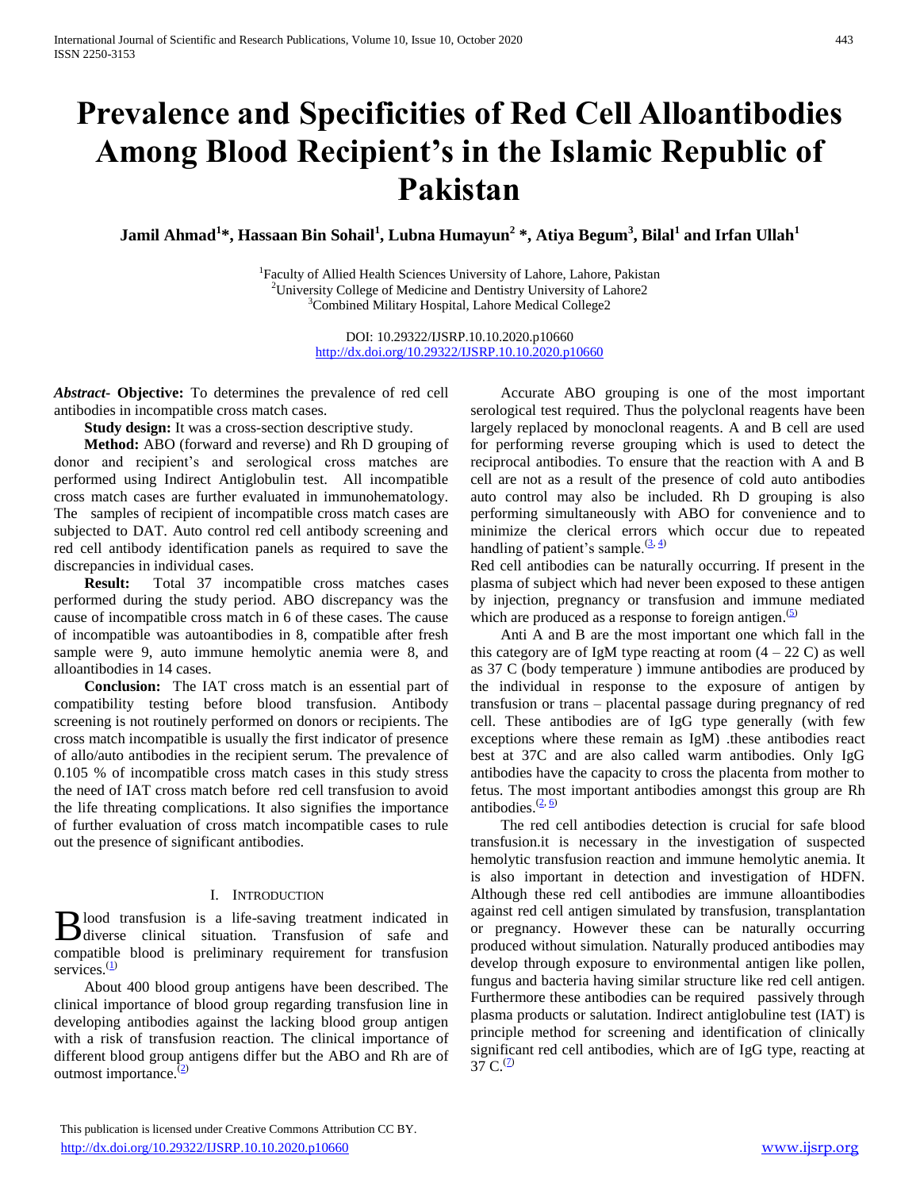# Prevalence and Specificities of Red Cell Alloantibodies Among Blood Recipient's in the Islamic Republic of Pakistan

**Jamil Ahmad[1]*, Hassaan Bin Sohail[1], Lubna Humayun[2] *, Atiya Begum[3], Bilal[1] and Irfan Ullah[1]**

[1]Faculty of Allied Health Sciences University of Lahore, Lahore, Pakistan
[2]University College of Medicine and Dentistry University of Lahore2
[3]Combined Military Hospital, Lahore Medical College2

DOI: 10.29322/IJSRP.10.10.2020.p10660
http://dx.doi.org/10.29322/IJSRP.10.10.2020.p10660

***Abstract*- Objective:** To determines the prevalence of red cell antibodies in incompatible cross match cases.

**Study design:** It was a cross-section descriptive study.

**Method:** ABO (forward and reverse) and Rh D grouping of donor and recipient's and serological cross matches are performed using Indirect Antiglobulin test. All incompatible cross match cases are further evaluated in immunohematology. The samples of recipient of incompatible cross match cases are subjected to DAT. Auto control red cell antibody screening and red cell antibody identification panels as required to save the discrepancies in individual cases.

**Result:** Total 37 incompatible cross matches cases performed during the study period. ABO discrepancy was the cause of incompatible cross match in 6 of these cases. The cause of incompatible was autoantibodies in 8, compatible after fresh sample were 9, auto immune hemolytic anemia were 8, and alloantibodies in 14 cases.

**Conclusion:** The IAT cross match is an essential part of compatibility testing before blood transfusion. Antibody screening is not routinely performed on donors or recipients. The cross match incompatible is usually the first indicator of presence of allo/auto antibodies in the recipient serum. The prevalence of 0.105 % of incompatible cross match cases in this study stress the need of IAT cross match before red cell transfusion to avoid the life threating complications. It also signifies the importance of further evaluation of cross match incompatible cases to rule out the presence of significant antibodies.

## I. Introduction

Blood transfusion is a life-saving treatment indicated in diverse clinical situation. Transfusion of safe and compatible blood is preliminary requirement for transfusion services.[1]

About 400 blood group antigens have been described. The clinical importance of blood group regarding transfusion line in developing antibodies against the lacking blood group antigen with a risk of transfusion reaction. The clinical importance of different blood group antigens differ but the ABO and Rh are of outmost importance.[2]

Accurate ABO grouping is one of the most important serological test required. Thus the polyclonal reagents have been largely replaced by monoclonal reagents. A and B cell are used for performing reverse grouping which is used to detect the reciprocal antibodies. To ensure that the reaction with A and B cell are not as a result of the presence of cold auto antibodies auto control may also be included. Rh D grouping is also performing simultaneously with ABO for convenience and to minimize the clerical errors which occur due to repeated handling of patient's sample.[3, 4]

Red cell antibodies can be naturally occurring. If present in the plasma of subject which had never been exposed to these antigen by injection, pregnancy or transfusion and immune mediated which are produced as a response to foreign antigen.[5]

Anti A and B are the most important one which fall in the this category are of IgM type reacting at room (4 – 22 C) as well as 37 C (body temperature ) immune antibodies are produced by the individual in response to the exposure of antigen by transfusion or trans – placental passage during pregnancy of red cell. These antibodies are of IgG type generally (with few exceptions where these remain as IgM) .these antibodies react best at 37C and are also called warm antibodies. Only IgG antibodies have the capacity to cross the placenta from mother to fetus. The most important antibodies amongst this group are Rh antibodies.[2, 6]

The red cell antibodies detection is crucial for safe blood transfusion.it is necessary in the investigation of suspected hemolytic transfusion reaction and immune hemolytic anemia. It is also important in detection and investigation of HDFN. Although these red cell antibodies are immune alloantibodies against red cell antigen simulated by transfusion, transplantation or pregnancy. However these can be naturally occurring produced without simulation. Naturally produced antibodies may develop through exposure to environmental antigen like pollen, fungus and bacteria having similar structure like red cell antigen. Furthermore these antibodies can be required passively through plasma products or salutation. Indirect antiglobuline test (IAT) is principle method for screening and identification of clinically significant red cell antibodies, which are of IgG type, reacting at 37 C.[7]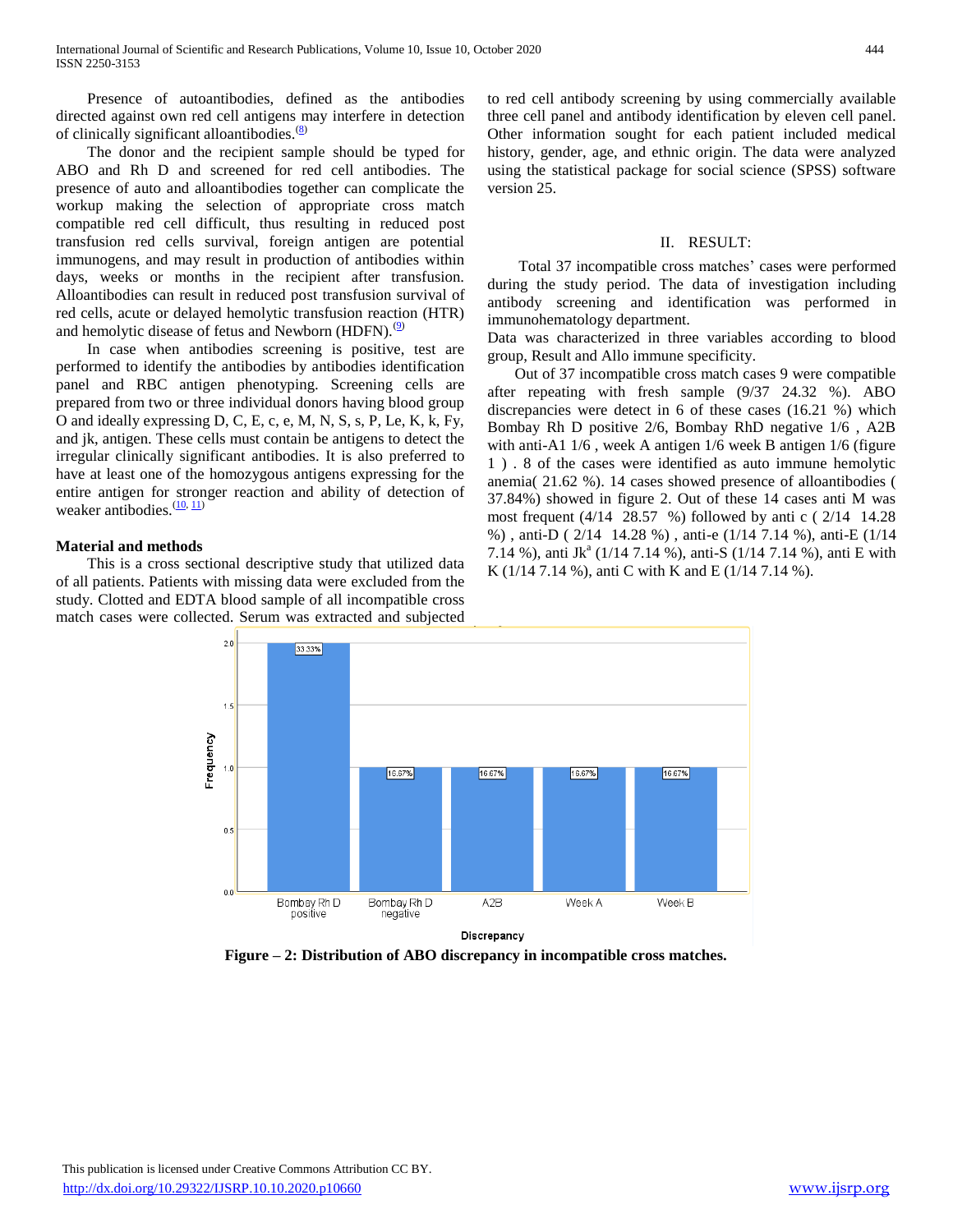Presence of autoantibodies, defined as the antibodies directed against own red cell antigens may interfere in detection of clinically significant alloantibodies.[8]

The donor and the recipient sample should be typed for ABO and Rh D and screened for red cell antibodies. The presence of auto and alloantibodies together can complicate the workup making the selection of appropriate cross match compatible red cell difficult, thus resulting in reduced post transfusion red cells survival, foreign antigen are potential immunogens, and may result in production of antibodies within days, weeks or months in the recipient after transfusion. Alloantibodies can result in reduced post transfusion survival of red cells, acute or delayed hemolytic transfusion reaction (HTR) and hemolytic disease of fetus and Newborn (HDFN).[9]

In case when antibodies screening is positive, test are performed to identify the antibodies by antibodies identification panel and RBC antigen phenotyping. Screening cells are prepared from two or three individual donors having blood group O and ideally expressing D, C, E, c, e, M, N, S, s, P, Le, K, k, Fy, and jk, antigen. These cells must contain be antigens to detect the irregular clinically significant antibodies. It is also preferred to have at least one of the homozygous antigens expressing for the entire antigen for stronger reaction and ability of detection of weaker antibodies.[10, 11]

## Material and methods

This is a cross sectional descriptive study that utilized data of all patients. Patients with missing data were excluded from the study. Clotted and EDTA blood sample of all incompatible cross match cases were collected. Serum was extracted and subjected to red cell antibody screening by using commercially available three cell panel and antibody identification by eleven cell panel. Other information sought for each patient included medical history, gender, age, and ethnic origin. The data were analyzed using the statistical package for social science (SPSS) software version 25.

## II. RESULT:

Total 37 incompatible cross matches' cases were performed during the study period. The data of investigation including antibody screening and identification was performed in immunohematology department.

Data was characterized in three variables according to blood group, Result and Allo immune specificity.

Out of 37 incompatible cross match cases 9 were compatible after repeating with fresh sample (9/37 24.32 %). ABO discrepancies were detect in 6 of these cases (16.21 %) which Bombay Rh D positive 2/6, Bombay RhD negative 1/6 , A2B with anti-A1 1/6 , week A antigen 1/6 week B antigen 1/6 (figure 1 ) . 8 of the cases were identified as auto immune hemolytic anemia( 21.62 %). 14 cases showed presence of alloantibodies ( 37.84%) showed in figure 2. Out of these 14 cases anti M was most frequent (4/14 28.57 %) followed by anti c ( 2/14 14.28 %) , anti-D ( 2/14 14.28 %) , anti-e (1/14 7.14 %), anti-E (1/14 7.14 %), anti $Jk^a$ (1/14 7.14 %), anti-S (1/14 7.14 %), anti E with K (1/14 7.14 %), anti C with K and E (1/14 7.14 %).

**Figure – 2: Distribution of ABO discrepancy in incompatible cross matches.**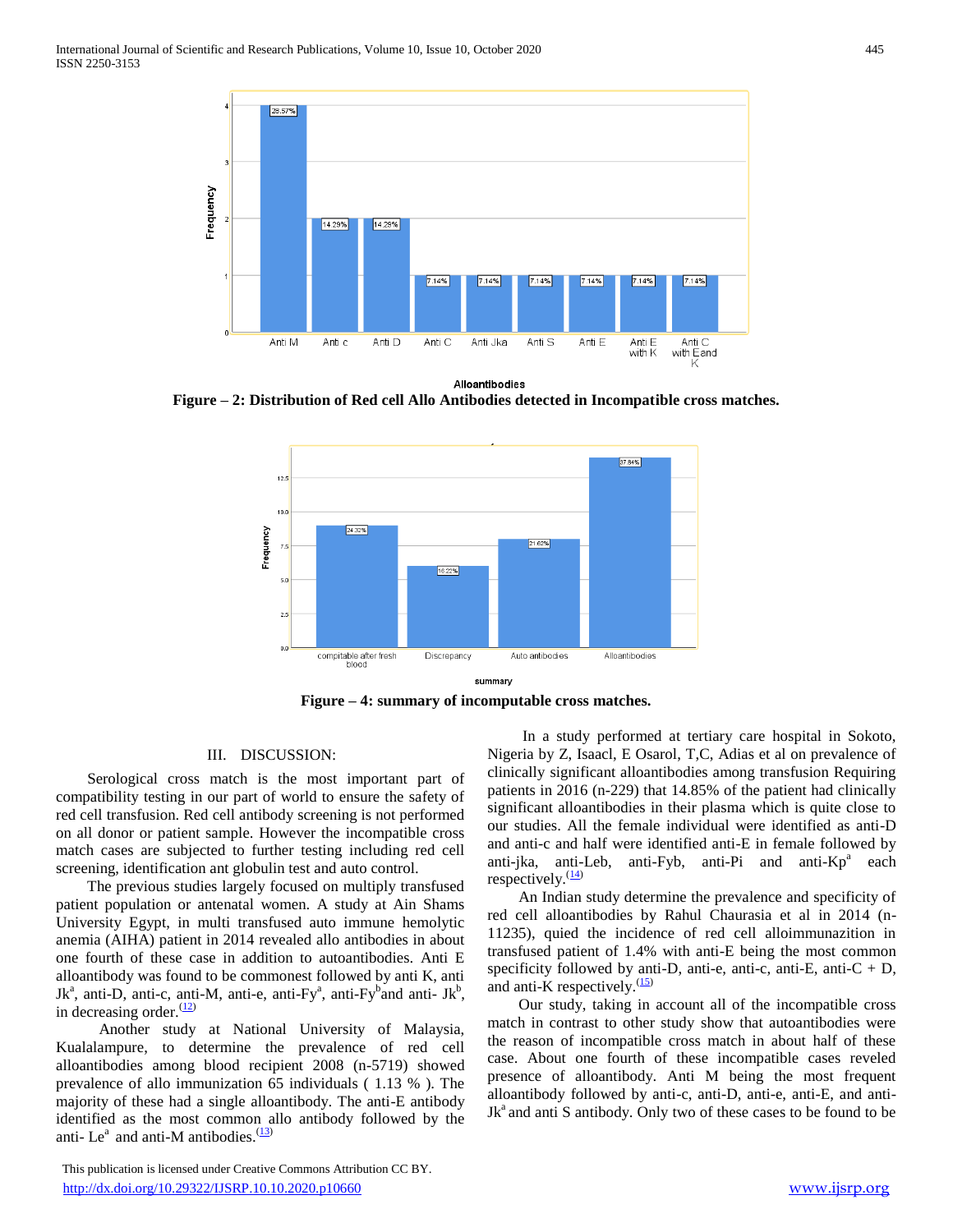Figure – 2: Distribution of Red cell Allo Antibodies detected in Incompatible cross matches.

Figure – 4: summary of incomputable cross matches.

## III. DISCUSSION:

Serological cross match is the most important part of compatibility testing in our part of world to ensure the safety of red cell transfusion. Red cell antibody screening is not performed on all donor or patient sample. However the incompatible cross match cases are subjected to further testing including red cell screening, identification ant globulin test and auto control.

The previous studies largely focused on multiply transfused patient population or antenatal women. A study at Ain Shams University Egypt, in multi transfused auto immune hemolytic anemia (AIHA) patient in 2014 revealed allo antibodies in about one fourth of these case in addition to autoantibodies. Anti E alloantibody was found to be commonest followed by anti K, anti Jk[a], anti-D, anti-c, anti-M, anti-e, anti-Fy[a], anti-Fy[b]and anti- Jk[b], in decreasing order.[(12)]

Another study at National University of Malaysia, Kualalampure, to determine the prevalence of red cell alloantibodies among blood recipient 2008 (n-5719) showed prevalence of allo immunization 65 individuals ( 1.13 % ). The majority of these had a single alloantibody. The anti-E antibody identified as the most common allo antibody followed by the anti- Le[a] and anti-M antibodies.[(13)]

In a study performed at tertiary care hospital in Sokoto, Nigeria by Z, Isaacl, E Osarol, T,C, Adias et al on prevalence of clinically significant alloantibodies among transfusion Requiring patients in 2016 (n-229) that 14.85% of the patient had clinically significant alloantibodies in their plasma which is quite close to our studies. All the female individual were identified as anti-D and anti-c and half were identified anti-E in female followed by anti-jka, anti-Leb, anti-Fyb, anti-Pi and anti-Kp[a] each respectively.[(14)]

An Indian study determine the prevalence and specificity of red cell alloantibodies by Rahul Chaurasia et al in 2014 (n-11235), quied the incidence of red cell alloimmunazition in transfused patient of 1.4% with anti-E being the most common specificity followed by anti-D, anti-e, anti-c, anti-E, anti-C + D, and anti-K respectively.[(15)]

Our study, taking in account all of the incompatible cross match in contrast to other study show that autoantibodies were the reason of incompatible cross match in about half of these case. About one fourth of these incompatible cases reveled presence of alloantibody. Anti M being the most frequent alloantibody followed by anti-c, anti-D, anti-e, anti-E, and anti-Jk[a] and anti S antibody. Only two of these cases to be found to be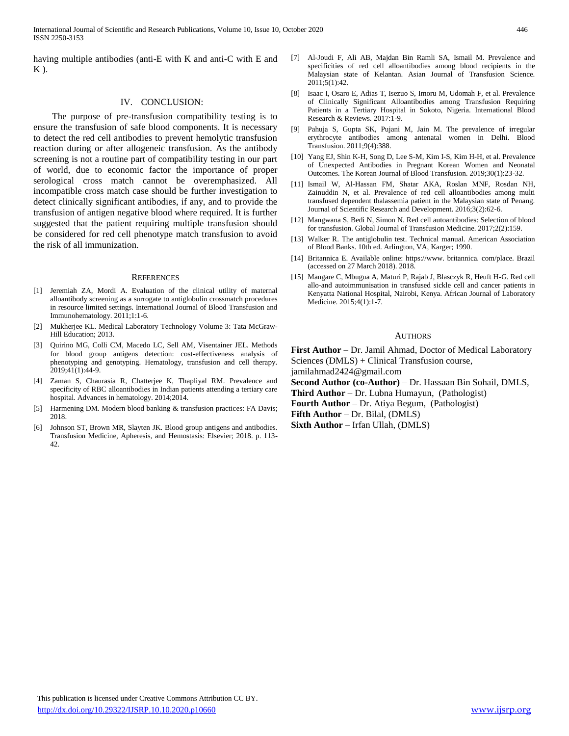having multiple antibodies (anti-E with K and anti-C with E and K ).

## IV. CONCLUSION:

The purpose of pre-transfusion compatibility testing is to ensure the transfusion of safe blood components. It is necessary to detect the red cell antibodies to prevent hemolytic transfusion reaction during or after allogeneic transfusion. As the antibody screening is not a routine part of compatibility testing in our part of world, due to economic factor the importance of proper serological cross match cannot be overemphasized. All incompatible cross match case should be further investigation to detect clinically significant antibodies, if any, and to provide the transfusion of antigen negative blood where required. It is further suggested that the patient requiring multiple transfusion should be considered for red cell phenotype match transfusion to avoid the risk of all immunization.

## REFERENCES

[1] Jeremiah ZA, Mordi A. Evaluation of the clinical utility of maternal alloantibody screening as a surrogate to antiglobulin crossmatch procedures in resource limited settings. International Journal of Blood Transfusion and Immunohematology. 2011;1:1-6.

[2] Mukherjee KL. Medical Laboratory Technology Volume 3: Tata McGraw-Hill Education; 2013.

[3] Quirino MG, Colli CM, Macedo LC, Sell AM, Visentainer JEL. Methods for blood group antigens detection: cost-effectiveness analysis of phenotyping and genotyping. Hematology, transfusion and cell therapy. 2019;41(1):44-9.

[4] Zaman S, Chaurasia R, Chatterjee K, Thapliyal RM. Prevalence and specificity of RBC alloantibodies in Indian patients attending a tertiary care hospital. Advances in hematology. 2014;2014.

[5] Harmening DM. Modern blood banking & transfusion practices: FA Davis; 2018.

[6] Johnson ST, Brown MR, Slayten JK. Blood group antigens and antibodies. Transfusion Medicine, Apheresis, and Hemostasis: Elsevier; 2018. p. 113-42.

[7] Al-Joudi F, Ali AB, Majdan Bin Ramli SA, Ismail M. Prevalence and specificities of red cell alloantibodies among blood recipients in the Malaysian state of Kelantan. Asian Journal of Transfusion Science. 2011;5(1):42.

[8] Isaac I, Osaro E, Adias T, Isezuo S, Imoru M, Udomah F, et al. Prevalence of Clinically Significant Alloantibodies among Transfusion Requiring Patients in a Tertiary Hospital in Sokoto, Nigeria. International Blood Research & Reviews. 2017:1-9.

[9] Pahuja S, Gupta SK, Pujani M, Jain M. The prevalence of irregular erythrocyte antibodies among antenatal women in Delhi. Blood Transfusion. 2011;9(4):388.

[10] Yang EJ, Shin K-H, Song D, Lee S-M, Kim I-S, Kim H-H, et al. Prevalence of Unexpected Antibodies in Pregnant Korean Women and Neonatal Outcomes. The Korean Journal of Blood Transfusion. 2019;30(1):23-32.

[11] Ismail W, Al-Hassan FM, Shatar AKA, Roslan MNF, Rosdan NH, Zainuddin N, et al. Prevalence of red cell alloantibodies among multi transfused dependent thalassemia patient in the Malaysian state of Penang. Journal of Scientific Research and Development. 2016;3(2):62-6.

[12] Mangwana S, Bedi N, Simon N. Red cell autoantibodies: Selection of blood for transfusion. Global Journal of Transfusion Medicine. 2017;2(2):159.

[13] Walker R. The antiglobulin test. Technical manual. American Association of Blood Banks. 10th ed. Arlington, VA, Karger; 1990.

[14] Britannica E. Available online: https://www. britannica. com/place. Brazil (accessed on 27 March 2018). 2018.

[15] Mangare C, Mbugua A, Maturi P, Rajab J, Blasczyk R, Heuft H-G. Red cell allo-and autoimmunisation in transfused sickle cell and cancer patients in Kenyatta National Hospital, Nairobi, Kenya. African Journal of Laboratory Medicine. 2015;4(1):1-7.

## AUTHORS

**First Author** – Dr. Jamil Ahmad, Doctor of Medical Laboratory Sciences (DMLS) + Clinical Transfusion course, jamilahmad2424@gmail.com

**Second Author (co-Author)** – Dr. Hassaan Bin Sohail, DMLS,

**Third Author** – Dr. Lubna Humayun, (Pathologist)

**Fourth Author** – Dr. Atiya Begum, (Pathologist)

**Fifth Author** – Dr. Bilal, (DMLS)

**Sixth Author** – Irfan Ullah, (DMLS)